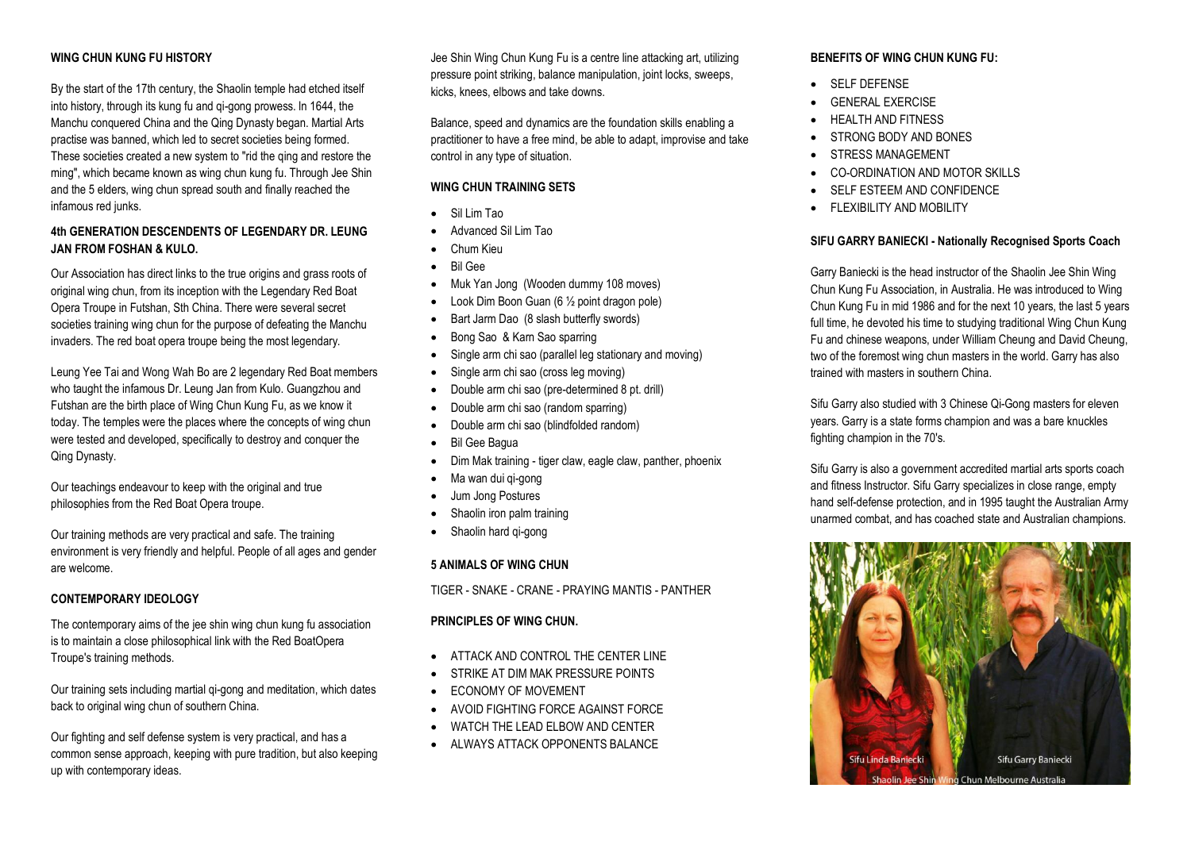## WING CHUN KUNG FU HISTORY

By the start of the 17th century, the Shaolin temple had etched itself into history, through its kung fu and qi-gong prowess. In 1644, the Manchu conquered China and the Qing Dynasty began. Martial Arts practise was banned, which led to secret societies being formed. These societies created a new system to "rid the qing and restore the ming", which became known as wing chun kung fu. Through Jee Shin and the 5 elders, wing chun spread south and finally reached the infamous red junks.

## 4th GENERATION DESCENDENTS OF LEGENDARY DR. LEUNG JAN FROM FOSHAN & KULO.

Our Association has direct links to the true origins and grass roots of original wing chun, from its inception with the Legendary Red Boat Opera Troupe in Futshan, Sth China. There were several secret societies training wing chun for the purpose of defeating the Manchu invaders. The red boat opera troupe being the most legendary.

Leung Yee Tai and Wong Wah Bo are 2 legendary Red Boat members who taught the infamous Dr. Leung Jan from Kulo. Guangzhou and Futshan are the birth place of Wing Chun Kung Fu, as we know it today. The temples were the places where the concepts of wing chun were tested and developed, specifically to destroy and conquer the Qing Dynasty.

Our teachings endeavour to keep with the original and true philosophies from the Red Boat Opera troupe.

Our training methods are very practical and safe. The training environment is very friendly and helpful. People of all ages and gender are welcome.

## CONTEMPORARY IDEOLOGY

The contemporary aims of the jee shin wing chun kung fu association is to maintain a close philosophical link with the Red BoatOpera Troupe's training methods.

Our training sets including martial qi-gong and meditation, which dates back to original wing chun of southern China.

Our fighting and self defense system is very practical, and has a common sense approach, keeping with pure tradition, but also keeping up with contemporary ideas.

Jee Shin Wing Chun Kung Fu is a centre line attacking art, utilizing pressure point striking, balance manipulation, joint locks, sweeps, kicks, knees, elbows and take downs.

Balance, speed and dynamics are the foundation skills enabling a practitioner to have a free mind, be able to adapt, improvise and take control in any type of situation.

## WING CHUN TRAINING SETS

- Sil Lim Tao
- Advanced Sil Lim Tao
- Chum Kieu
- Bil Gee
- Muk Yan Jong (Wooden dummy 108 moves)
- Look Dim Boon Guan (6 ½ point dragon pole)
- Bart Jarm Dao (8 slash butterfly swords)
- Bong Sao & Karn Sao sparring
- Single arm chi sao (parallel leg stationary and moving)
- Single arm chi sao (cross leg moving)
- Double arm chi sao (pre-determined 8 pt. drill)
- Double arm chi sao (random sparring)
- Double arm chi sao (blindfolded random)
- Bil Gee Bagua
- Dim Mak training - tiger claw, eagle claw, panther, phoenix
- Ma wan dui qi-gong
- Jum Jong Postures
- Shaolin iron palm training
- Shaolin hard qi-gong

## 5 ANIMALS OF WING CHUN

TIGER - SNAKE - CRANE - PRAYING MANTIS - PANTHER

## PRINCIPLES OF WING CHUN.

- ATTACK AND CONTROL THE CENTER LINE
- STRIKE AT DIM MAK PRESSURE POINTS
- ECONOMY OF MOVEMENT
- AVOID FIGHTING FORCE AGAINST FORCE
- WATCH THE LEAD ELBOW AND CENTER
- ALWAYS ATTACK OPPONENTS BALANCE

## BENEFITS OF WING CHUN KUNG FU:

- SELF DEFENSE
- GENERAL EXERCISE
- HEALTH AND FITNESS
- STRONG BODY AND BONES
- STRESS MANAGEMENT
- CO-ORDINATION AND MOTOR SKILLS
- SELF ESTEEM AND CONFIDENCE
- FLEXIBILITY AND MOBILITY

## SIFU GARRY BANIECKI - Nationally Recognised Sports Coach

Garry Baniecki is the head instructor of the Shaolin Jee Shin Wing Chun Kung Fu Association, in Australia. He was introduced to Wing Chun Kung Fu in mid 1986 and for the next 10 years, the last 5 years full time, he devoted his time to studying traditional Wing Chun Kung Fu and chinese weapons, under William Cheung and David Cheung, two of the foremost wing chun masters in the world. Garry has also trained with masters in southern China.

Sifu Garry also studied with 3 Chinese Qi-Gong masters for eleven years. Garry is a state forms champion and was a bare knuckles fighting champion in the 70's.

Sifu Garry is also a government accredited martial arts sports coach and fitness Instructor. Sifu Garry specializes in close range, empty hand self-defense protection, and in 1995 taught the Australian Army unarmed combat, and has coached state and Australian champions.

Sifu Linda Baniecki Sifu Garry Baniecki
Shaolin Jee Shin Wing Chun Melbourne Australia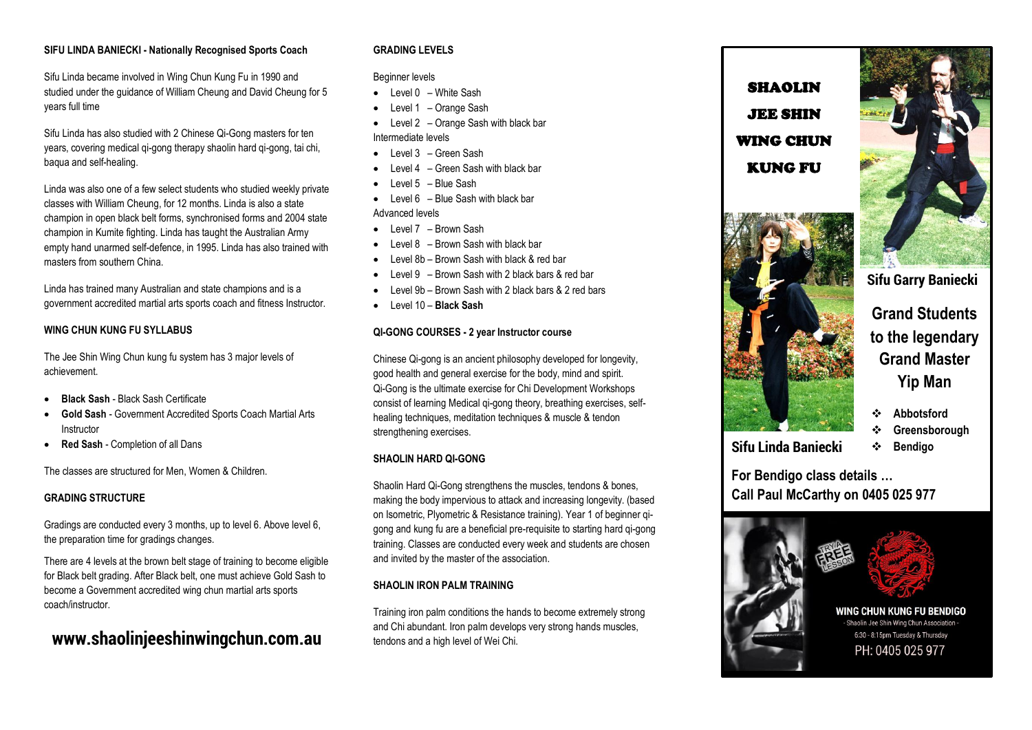## SIFU LINDA BANIECKI - Nationally Recognised Sports Coach

Sifu Linda became involved in Wing Chun Kung Fu in 1990 and studied under the guidance of William Cheung and David Cheung for 5 years full time

Sifu Linda has also studied with 2 Chinese Qi-Gong masters for ten years, covering medical qi-gong therapy shaolin hard qi-gong, tai chi, baqua and self-healing.

Linda was also one of a few select students who studied weekly private classes with William Cheung, for 12 months. Linda is also a state champion in open black belt forms, synchronised forms and 2004 state champion in Kumite fighting. Linda has taught the Australian Army empty hand unarmed self-defence, in 1995. Linda has also trained with masters from southern China.

Linda has trained many Australian and state champions and is a government accredited martial arts sports coach and fitness Instructor.

## WING CHUN KUNG FU SYLLABUS

The Jee Shin Wing Chun kung fu system has 3 major levels of achievement.

- **Black Sash** - Black Sash Certificate
- **Gold Sash** - Government Accredited Sports Coach Martial Arts Instructor
- **Red Sash** - Completion of all Dans

The classes are structured for Men, Women & Children.

## GRADING STRUCTURE

Gradings are conducted every 3 months, up to level 6. Above level 6, the preparation time for gradings changes.

There are 4 levels at the brown belt stage of training to become eligible for Black belt grading. After Black belt, one must achieve Gold Sash to become a Government accredited wing chun martial arts sports coach/instructor.

**www.shaolinjeeshinwingchun.com.au**

## GRADING LEVELS

Beginner levels

- Level 0 – White Sash
- Level 1 – Orange Sash
- Level 2 – Orange Sash with black bar

Intermediate levels

- Level 3 – Green Sash
- Level 4 – Green Sash with black bar
- Level 5 – Blue Sash
- Level 6 – Blue Sash with black bar

Advanced levels

- Level 7 – Brown Sash
- Level 8 – Brown Sash with black bar
- Level 8b – Brown Sash with black & red bar
- Level 9 – Brown Sash with 2 black bars & red bar
- Level 9b – Brown Sash with 2 black bars & 2 red bars
- Level 10 – **Black Sash**

## QI-GONG COURSES - 2 year Instructor course

Chinese Qi-gong is an ancient philosophy developed for longevity, good health and general exercise for the body, mind and spirit. Qi-Gong is the ultimate exercise for Chi Development Workshops consist of learning Medical qi-gong theory, breathing exercises, self-healing techniques, meditation techniques & muscle & tendon strengthening exercises.

## SHAOLIN HARD QI-GONG

Shaolin Hard Qi-Gong strengthens the muscles, tendons & bones, making the body impervious to attack and increasing longevity. (based on Isometric, Plyometric & Resistance training). Year 1 of beginner qi-gong and kung fu are a beneficial pre-requisite to starting hard qi-gong training. Classes are conducted every week and students are chosen and invited by the master of the association.

## SHAOLIN IRON PALM TRAINING

Training iron palm conditions the hands to become extremely strong and Chi abundant. Iron palm develops very strong hands muscles, tendons and a high level of Wei Chi.

# SHAOLIN JEE SHIN WING CHUN KUNG FU

**Sifu Garry Baniecki**

**Sifu Linda Baniecki**

**Grand Students to the legendary Grand Master Yip Man**

- **Abbotsford**
- **Greensborough**
- **Bendigo**

**For Bendigo class details … Call Paul McCarthy on 0405 025 977**

TRY A FREE LESSON

**WING CHUN KUNG FU BENDIGO**

- Shaolin Jee Shin Wing Chun Association -

6:30 - 8:15pm Tuesday & Thursday

PH: 0405 025 977